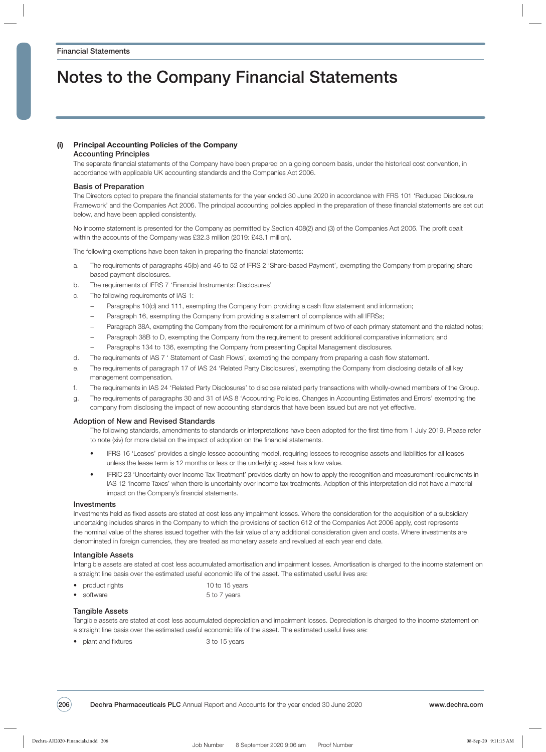Financial Statements

# Notes to the Company Financial Statements

## (i) Principal Accounting Policies of the Company

### Accounting Principles

The separate financial statements of the Company have been prepared on a going concern basis, under the historical cost convention, in accordance with applicable UK accounting standards and the Companies Act 2006.

### Basis of Preparation

The Directors opted to prepare the financial statements for the year ended 30 June 2020 in accordance with FRS 101 'Reduced Disclosure Framework' and the Companies Act 2006. The principal accounting policies applied in the preparation of these financial statements are set out below, and have been applied consistently.

No income statement is presented for the Company as permitted by Section 408(2) and (3) of the Companies Act 2006. The profit dealt within the accounts of the Company was £32.3 million (2019: £43.1 million).

The following exemptions have been taken in preparing the financial statements:

a. The requirements of paragraphs 45(b) and 46 to 52 of IFRS 2 'Share-based Payment', exempting the Company from preparing share based payment disclosures.
b. The requirements of IFRS 7 'Financial Instruments: Disclosures'
c. The following requirements of IAS 1:
   - Paragraphs 10(d) and 111, exempting the Company from providing a cash flow statement and information;
   - Paragraph 16, exempting the Company from providing a statement of compliance with all IFRSs;
   - Paragraph 38A, exempting the Company from the requirement for a minimum of two of each primary statement and the related notes;
   - Paragraph 38B to D, exempting the Company from the requirement to present additional comparative information; and
   - Paragraphs 134 to 136, exempting the Company from presenting Capital Management disclosures.
d. The requirements of IAS 7 ' Statement of Cash Flows', exempting the company from preparing a cash flow statement.
e. The requirements of paragraph 17 of IAS 24 'Related Party Disclosures', exempting the Company from disclosing details of all key management compensation.
f. The requirements in IAS 24 'Related Party Disclosures' to disclose related party transactions with wholly-owned members of the Group.
g. The requirements of paragraphs 30 and 31 of IAS 8 'Accounting Policies, Changes in Accounting Estimates and Errors' exempting the company from disclosing the impact of new accounting standards that have been issued but are not yet effective.

### Adoption of New and Revised Standards

The following standards, amendments to standards or interpretations have been adopted for the first time from 1 July 2019. Please refer to note (xiv) for more detail on the impact of adoption on the financial statements.

- IFRS 16 'Leases' provides a single lessee accounting model, requiring lessees to recognise assets and liabilities for all leases unless the lease term is 12 months or less or the underlying asset has a low value.
- IFRIC 23 'Uncertainty over Income Tax Treatment' provides clarity on how to apply the recognition and measurement requirements in IAS 12 'Income Taxes' when there is uncertainty over income tax treatments. Adoption of this interpretation did not have a material impact on the Company's financial statements.

### Investments

Investments held as fixed assets are stated at cost less any impairment losses. Where the consideration for the acquisition of a subsidiary undertaking includes shares in the Company to which the provisions of section 612 of the Companies Act 2006 apply, cost represents the nominal value of the shares issued together with the fair value of any additional consideration given and costs. Where investments are denominated in foreign currencies, they are treated as monetary assets and revalued at each year end date.

### Intangible Assets

Intangible assets are stated at cost less accumulated amortisation and impairment losses. Amortisation is charged to the income statement on a straight line basis over the estimated useful economic life of the asset. The estimated useful lives are:

- product rights 10 to 15 years
- software 5 to 7 years

### Tangible Assets

Tangible assets are stated at cost less accumulated depreciation and impairment losses. Depreciation is charged to the income statement on a straight line basis over the estimated useful economic life of the asset. The estimated useful lives are:

- plant and fixtures 3 to 15 years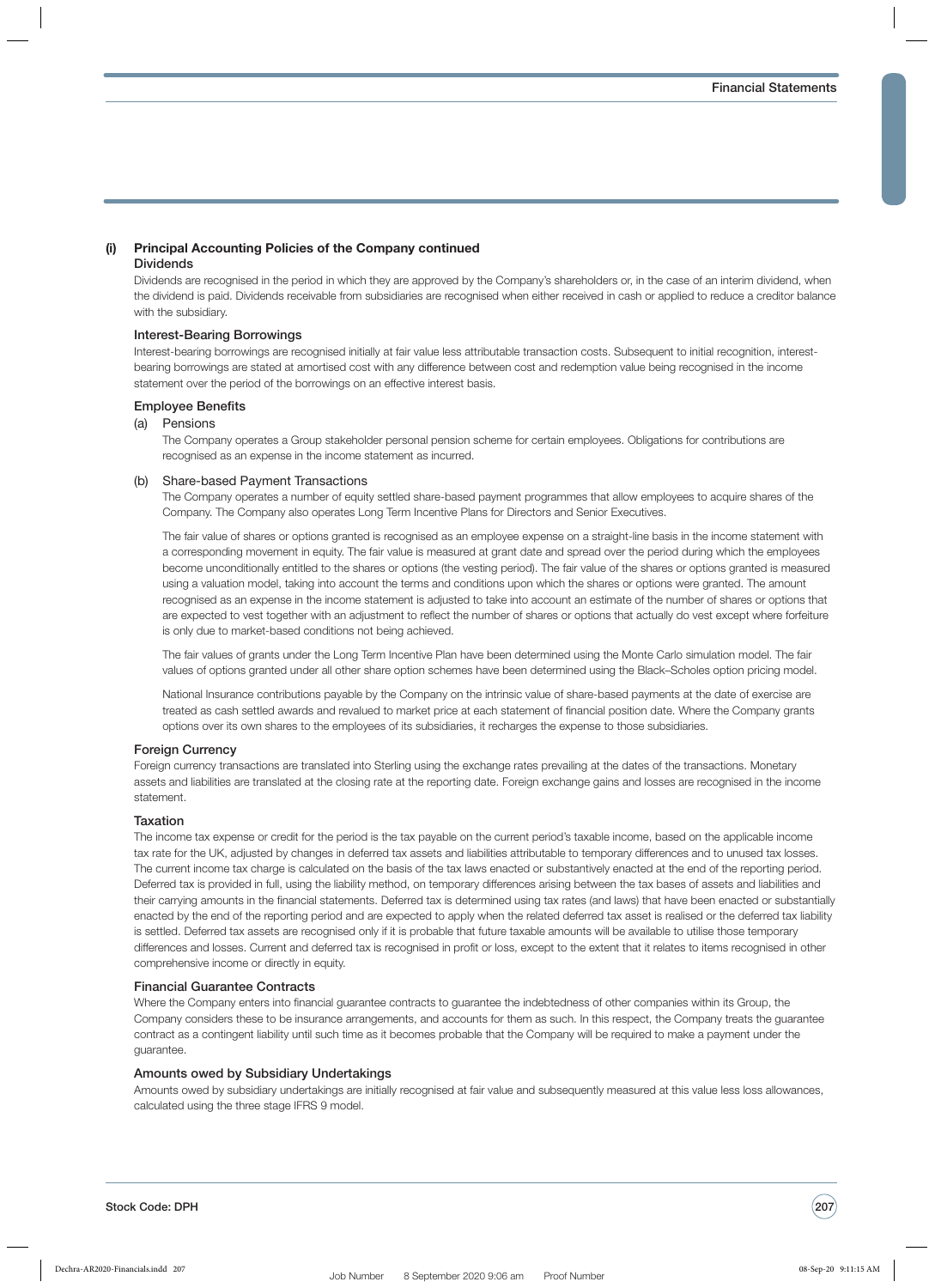## (i) Principal Accounting Policies of the Company continued

### Dividends

Dividends are recognised in the period in which they are approved by the Company's shareholders or, in the case of an interim dividend, when the dividend is paid. Dividends receivable from subsidiaries are recognised when either received in cash or applied to reduce a creditor balance with the subsidiary.

### Interest-Bearing Borrowings

Interest-bearing borrowings are recognised initially at fair value less attributable transaction costs. Subsequent to initial recognition, interest-bearing borrowings are stated at amortised cost with any difference between cost and redemption value being recognised in the income statement over the period of the borrowings on an effective interest basis.

### Employee Benefits

(a) Pensions

The Company operates a Group stakeholder personal pension scheme for certain employees. Obligations for contributions are recognised as an expense in the income statement as incurred.

(b) Share-based Payment Transactions

The Company operates a number of equity settled share-based payment programmes that allow employees to acquire shares of the Company. The Company also operates Long Term Incentive Plans for Directors and Senior Executives.

The fair value of shares or options granted is recognised as an employee expense on a straight-line basis in the income statement with a corresponding movement in equity. The fair value is measured at grant date and spread over the period during which the employees become unconditionally entitled to the shares or options (the vesting period). The fair value of the shares or options granted is measured using a valuation model, taking into account the terms and conditions upon which the shares or options were granted. The amount recognised as an expense in the income statement is adjusted to take into account an estimate of the number of shares or options that are expected to vest together with an adjustment to reflect the number of shares or options that actually do vest except where forfeiture is only due to market-based conditions not being achieved.

The fair values of grants under the Long Term Incentive Plan have been determined using the Monte Carlo simulation model. The fair values of options granted under all other share option schemes have been determined using the Black–Scholes option pricing model.

National Insurance contributions payable by the Company on the intrinsic value of share-based payments at the date of exercise are treated as cash settled awards and revalued to market price at each statement of financial position date. Where the Company grants options over its own shares to the employees of its subsidiaries, it recharges the expense to those subsidiaries.

### Foreign Currency

Foreign currency transactions are translated into Sterling using the exchange rates prevailing at the dates of the transactions. Monetary assets and liabilities are translated at the closing rate at the reporting date. Foreign exchange gains and losses are recognised in the income statement.

### Taxation

The income tax expense or credit for the period is the tax payable on the current period's taxable income, based on the applicable income tax rate for the UK, adjusted by changes in deferred tax assets and liabilities attributable to temporary differences and to unused tax losses. The current income tax charge is calculated on the basis of the tax laws enacted or substantively enacted at the end of the reporting period. Deferred tax is provided in full, using the liability method, on temporary differences arising between the tax bases of assets and liabilities and their carrying amounts in the financial statements. Deferred tax is determined using tax rates (and laws) that have been enacted or substantially enacted by the end of the reporting period and are expected to apply when the related deferred tax asset is realised or the deferred tax liability is settled. Deferred tax assets are recognised only if it is probable that future taxable amounts will be available to utilise those temporary differences and losses. Current and deferred tax is recognised in profit or loss, except to the extent that it relates to items recognised in other comprehensive income or directly in equity.

### Financial Guarantee Contracts

Where the Company enters into financial guarantee contracts to guarantee the indebtedness of other companies within its Group, the Company considers these to be insurance arrangements, and accounts for them as such. In this respect, the Company treats the guarantee contract as a contingent liability until such time as it becomes probable that the Company will be required to make a payment under the guarantee.

### Amounts owed by Subsidiary Undertakings

Amounts owed by subsidiary undertakings are initially recognised at fair value and subsequently measured at this value less loss allowances, calculated using the three stage IFRS 9 model.